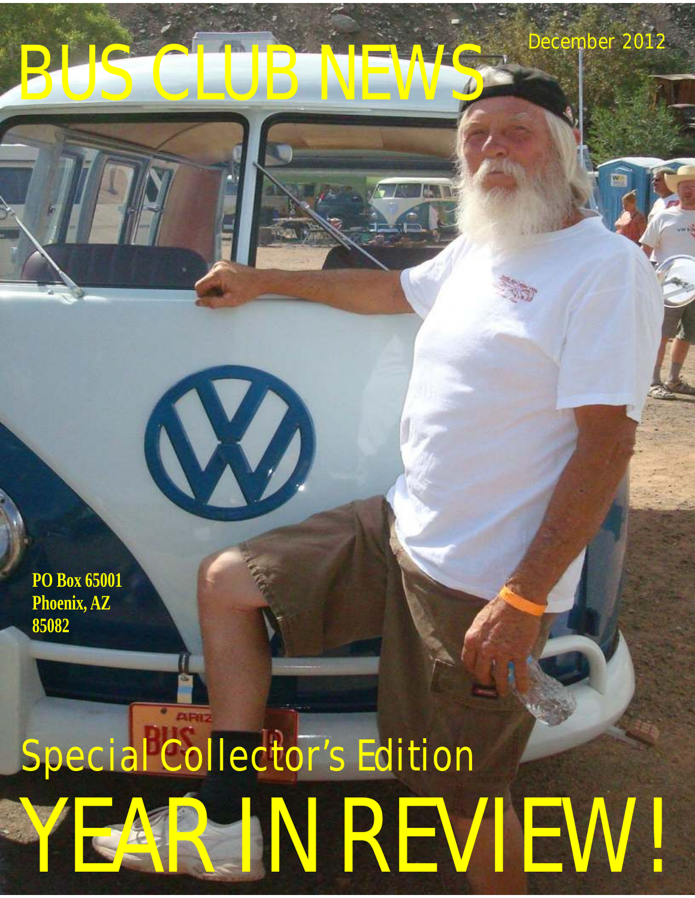# BUS CLUB NEWS

December 2012

**PO Box 65001**
**Phoenix, AZ**
**85082**

## Special Collector's Edition

# YEAR IN REVIEW!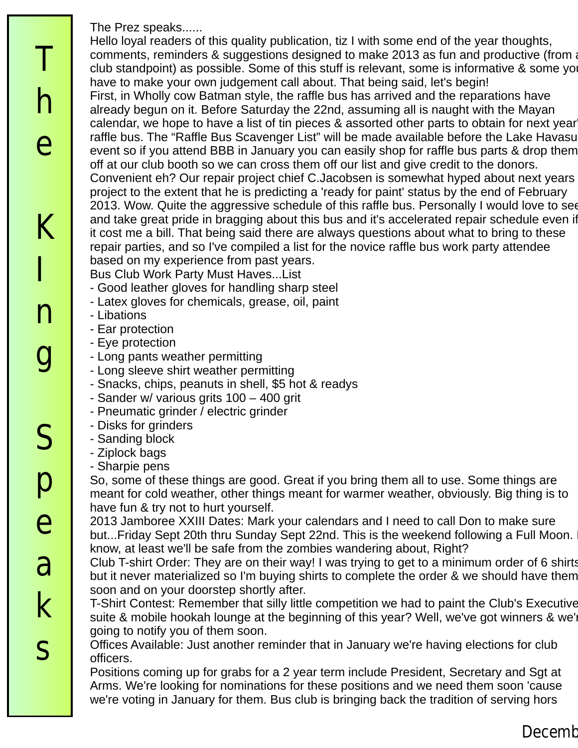# The Kling Speaks

The Prez speaks......

Hello loyal readers of this quality publication, tiz I with some end of the year thoughts, comments, reminders & suggestions designed to make 2013 as fun and productive (from a club standpoint) as possible. Some of this stuff is relevant, some is informative & some you have to make your own judgement call about. That being said, let's begin!

First, in Wholly cow Batman style, the raffle bus has arrived and the reparations have already begun on it. Before Saturday the 22nd, assuming all is naught with the Mayan calendar, we hope to have a list of tin pieces & assorted other parts to obtain for next year's raffle bus. The “Raffle Bus Scavenger List” will be made available before the Lake Havasu event so if you attend BBB in January you can easily shop for raffle bus parts & drop them off at our club booth so we can cross them off our list and give credit to the donors. Convenient eh? Our repair project chief C.Jacobsen is somewhat hyped about next years project to the extent that he is predicting a 'ready for paint' status by the end of February 2013. Wow. Quite the aggressive schedule of this raffle bus. Personally I would love to see and take great pride in bragging about this bus and it's accelerated repair schedule even if it cost me a bill. That being said there are always questions about what to bring to these repair parties, and so I've compiled a list for the novice raffle bus work party attendee based on my experience from past years.

Bus Club Work Party Must Haves...List

- Good leather gloves for handling sharp steel
- Latex gloves for chemicals, grease, oil, paint
- Libations
- Ear protection
- Eye protection
- Long pants weather permitting
- Long sleeve shirt weather permitting
- Snacks, chips, peanuts in shell, $5 hot & readys
- Sander w/ various grits 100 – 400 grit
- Pneumatic grinder / electric grinder
- Disks for grinders
- Sanding block
- Ziplock bags
- Sharpie pens

So, some of these things are good. Great if you bring them all to use. Some things are meant for cold weather, other things meant for warmer weather, obviously. Big thing is to have fun & try not to hurt yourself.

2013 Jamboree XXIII Dates: Mark your calendars and I need to call Don to make sure but...Friday Sept 20th thru Sunday Sept 22nd. This is the weekend following a Full Moon. I know, at least we'll be safe from the zombies wandering about, Right?

Club T-shirt Order: They are on their way! I was trying to get to a minimum order of 6 shirts but it never materialized so I'm buying shirts to complete the order & we should have them soon and on your doorstep shortly after.

T-Shirt Contest: Remember that silly little competition we had to paint the Club's Executive suite & mobile hookah lounge at the beginning of this year? Well, we've got winners & we're going to notify you of them soon.

Offices Available: Just another reminder that in January we're having elections for club officers.

Positions coming up for grabs for a 2 year term include President, Secretary and Sgt at Arms. We're looking for nominations for these positions and we need them soon 'cause we're voting in January for them. Bus club is bringing back the tradition of serving hors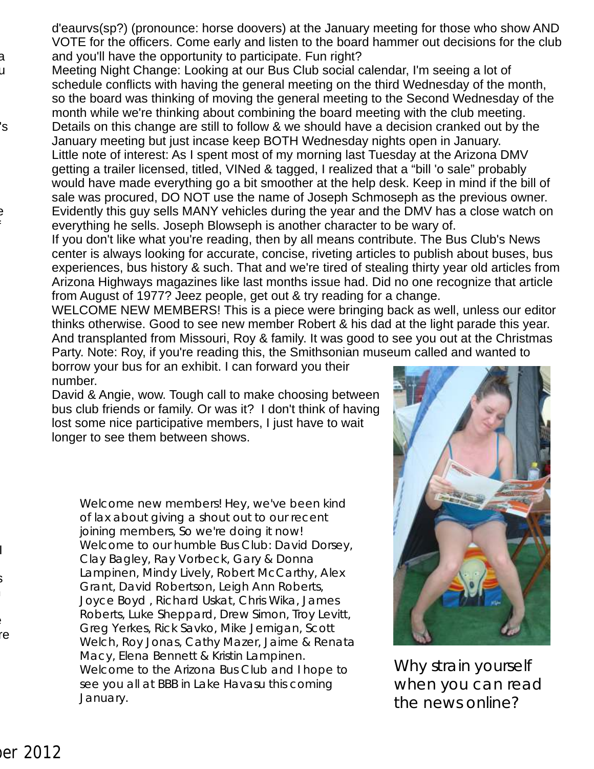d'eaurvs(sp?) (pronounce: horse doovers) at the January meeting for those who show AND VOTE for the officers. Come early and listen to the board hammer out decisions for the club and you'll have the opportunity to participate. Fun right?

Meeting Night Change: Looking at our Bus Club social calendar, I'm seeing a lot of schedule conflicts with having the general meeting on the third Wednesday of the month, so the board was thinking of moving the general meeting to the Second Wednesday of the month while we're thinking about combining the board meeting with the club meeting. Details on this change are still to follow & we should have a decision cranked out by the January meeting but just incase keep BOTH Wednesday nights open in January.

Little note of interest: As I spent most of my morning last Tuesday at the Arizona DMV getting a trailer licensed, titled, VINed & tagged, I realized that a "bill 'o sale" probably would have made everything go a bit smoother at the help desk. Keep in mind if the bill of sale was procured, DO NOT use the name of Joseph Schmoseph as the previous owner. Evidently this guy sells MANY vehicles during the year and the DMV has a close watch on everything he sells. Joseph Blowseph is another character to be wary of.

If you don't like what you're reading, then by all means contribute. The Bus Club's News center is always looking for accurate, concise, riveting articles to publish about buses, bus experiences, bus history & such. That and we're tired of stealing thirty year old articles from Arizona Highways magazines like last months issue had. Did no one recognize that article from August of 1977? Jeez people, get out & try reading for a change.

WELCOME NEW MEMBERS! This is a piece were bringing back as well, unless our editor thinks otherwise. Good to see new member Robert & his dad at the light parade this year. And transplanted from Missouri, Roy & family. It was good to see you out at the Christmas Party. Note: Roy, if you're reading this, the Smithsonian museum called and wanted to borrow your bus for an exhibit. I can forward you their number.

David & Angie, wow. Tough call to make choosing between bus club friends or family. Or was it? I don't think of having lost some nice participative members, I just have to wait longer to see them between shows.

Welcome new members! Hey, we've been kind of lax about giving a shout out to our recent joining members, So we're doing it now! Welcome to our humble Bus Club: David Dorsey, Clay Bagley, Ray Vorbeck, Gary & Donna Lampinen, Mindy Lively, Robert McCarthy, Alex Grant, David Robertson, Leigh Ann Roberts, Joyce Boyd , Richard Uskat, Chris Wika, James Roberts, Luke Sheppard, Drew Simon, Troy Levitt, Greg Yerkes, Rick Savko, Mike Jernigan, Scott Welch, Roy Jonas, Cathy Mazer, Jaime & Renata Macy, Elena Bennett & Kristin Lampinen. Welcome to the Arizona Bus Club and I hope to see you all at BBB in Lake Havasu this coming January.

Why strain yourself when you can read the news online?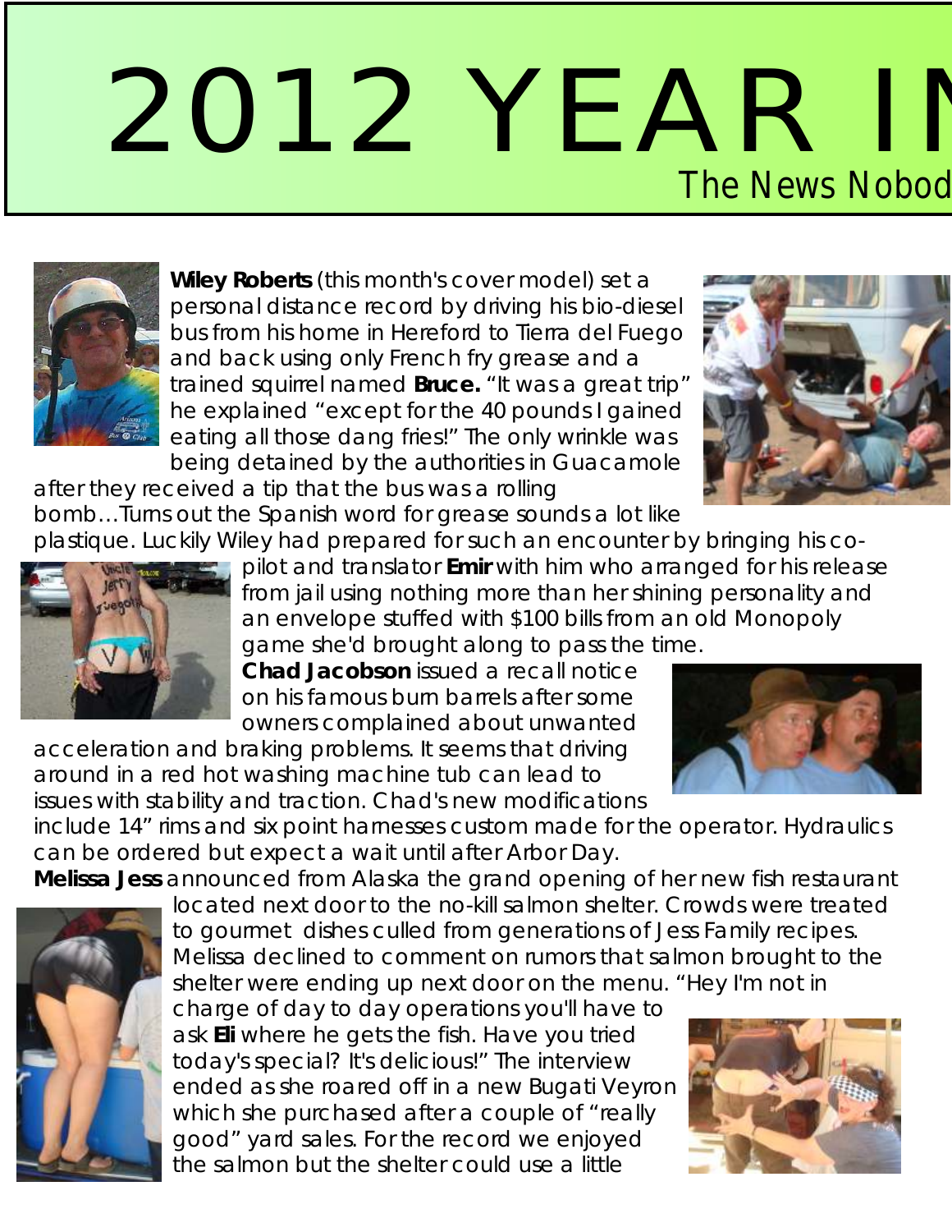# 2012 YEAR IN

## The News Nobod

**Wiley Roberts** (this month's cover model) set a personal distance record by driving his bio-diesel bus from his home in Hereford to Tierra del Fuego and back using only French fry grease and a trained squirrel named **Bruce.** "It was a great trip" he explained "except for the 40 pounds I gained eating all those dang fries!" The only wrinkle was being detained by the authorities in Guacamole after they received a tip that the bus was a rolling bomb…Turns out the Spanish word for grease sounds a lot like plastique. Luckily Wiley had prepared for such an encounter by bringing his co-pilot and translator **Emir** with him who arranged for his release from jail using nothing more than her shining personality and an envelope stuffed with $100 bills from an old Monopoly game she'd brought along to pass the time.

**Chad Jacobson** issued a recall notice on his famous burn barrels after some owners complained about unwanted acceleration and braking problems. It seems that driving around in a red hot washing machine tub can lead to issues with stability and traction. Chad's new modifications include 14" rims and six point harnesses custom made for the operator. Hydraulics can be ordered but expect a wait until after Arbor Day.

**Melissa Jess** announced from Alaska the grand opening of her new fish restaurant located next door to the no-kill salmon shelter. Crowds were treated to gourmet dishes culled from generations of Jess Family recipes. Melissa declined to comment on rumors that salmon brought to the shelter were ending up next door on the menu. "Hey I'm not in charge of day to day operations you'll have to ask **Eli** where he gets the fish. Have you tried today's special? It's delicious!" The interview ended as she roared off in a new Bugati Veyron which she purchased after a couple of "really good" yard sales. For the record we enjoyed the salmon but the shelter could use a little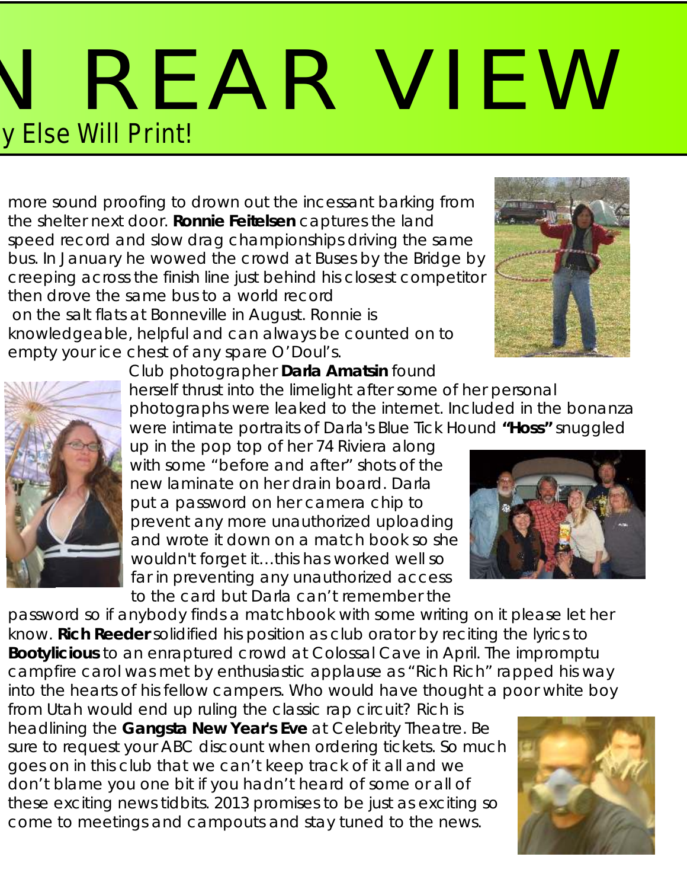# N REAR VIEW

y Else Will Print!

more sound proofing to drown out the incessant barking from the shelter next door. **Ronnie Feitelsen** captures the land speed record and slow drag championships driving the same bus. In January he wowed the crowd at Buses by the Bridge by creeping across the finish line just behind his closest competitor then drove the same bus to a world record on the salt flats at Bonneville in August. Ronnie is knowledgeable, helpful and can always be counted on to empty your ice chest of any spare O'Doul's.

Club photographer **Darla Amatsin** found herself thrust into the limelight after some of her personal photographs were leaked to the internet. Included in the bonanza were intimate portraits of Darla's Blue Tick Hound **"Hoss"** snuggled up in the pop top of her 74 Riviera along with some "before and after" shots of the new laminate on her drain board. Darla put a password on her camera chip to prevent any more unauthorized uploading and wrote it down on a match book so she wouldn't forget it…this has worked well so far in preventing any unauthorized access to the card but Darla can't remember the password so if anybody finds a matchbook with some writing on it please let her know. **Rich Reeder** solidified his position as club orator by reciting the lyrics to **Bootylicious** to an enraptured crowd at Colossal Cave in April. The impromptu campfire carol was met by enthusiastic applause as "Rich Rich" rapped his way into the hearts of his fellow campers. Who would have thought a poor white boy from Utah would end up ruling the classic rap circuit? Rich is headlining the **Gangsta New Year's Eve** at Celebrity Theatre. Be sure to request your ABC discount when ordering tickets. So much goes on in this club that we can't keep track of it all and we don't blame you one bit if you hadn't heard of some or all of these exciting news tidbits. 2013 promises to be just as exciting so come to meetings and campouts and stay tuned to the news.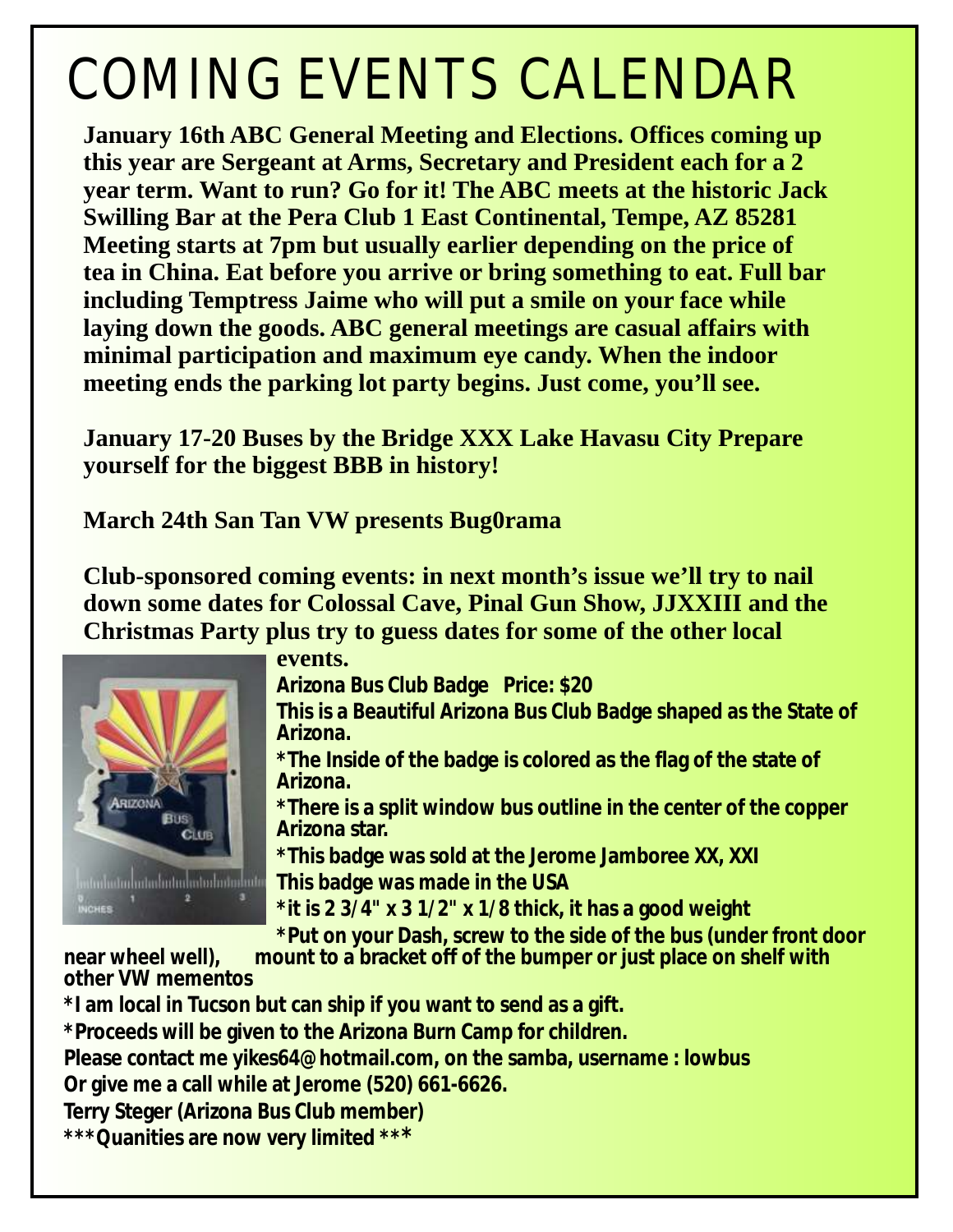# COMING EVENTS CALENDAR

**January 16th ABC General Meeting and Elections. Offices coming up this year are Sergeant at Arms, Secretary and President each for a 2 year term. Want to run? Go for it! The ABC meets at the historic Jack Swilling Bar at the Pera Club 1 East Continental, Tempe, AZ 85281 Meeting starts at 7pm but usually earlier depending on the price of tea in China. Eat before you arrive or bring something to eat. Full bar including Temptress Jaime who will put a smile on your face while laying down the goods. ABC general meetings are casual affairs with minimal participation and maximum eye candy. When the indoor meeting ends the parking lot party begins. Just come, you'll see.**

**January 17-20 Buses by the Bridge XXX Lake Havasu City Prepare yourself for the biggest BBB in history!**

**March 24th San Tan VW presents Bug0rama**

**Club-sponsored coming events: in next month's issue we'll try to nail down some dates for Colossal Cave, Pinal Gun Show, JJXXIII and the Christmas Party plus try to guess dates for some of the other local events.**

**Arizona Bus Club Badge Price: $20**

**This is a Beautiful Arizona Bus Club Badge shaped as the State of Arizona.**

**\*The Inside of the badge is colored as the flag of the state of Arizona.**

**\*There is a split window bus outline in the center of the copper Arizona star.**

**\*This badge was sold at the Jerome Jamboree XX, XXI**

**This badge was made in the USA**

**\*it is 2 3/4" x 3 1/2" x 1/8 thick, it has a good weight**

**\*Put on your Dash, screw to the side of the bus (under front door near wheel well), mount to a bracket off of the bumper or just place on shelf with other VW mementos**

**\*I am local in Tucson but can ship if you want to send as a gift.**

**\*Proceeds will be given to the Arizona Burn Camp for children.**

**Please contact me yikes64@hotmail.com, on the samba, username : lowbus**

**Or give me a call while at Jerome (520) 661-6626.**

**Terry Steger (Arizona Bus Club member)**

**\*\*\*Quanities are now very limited \*\*\***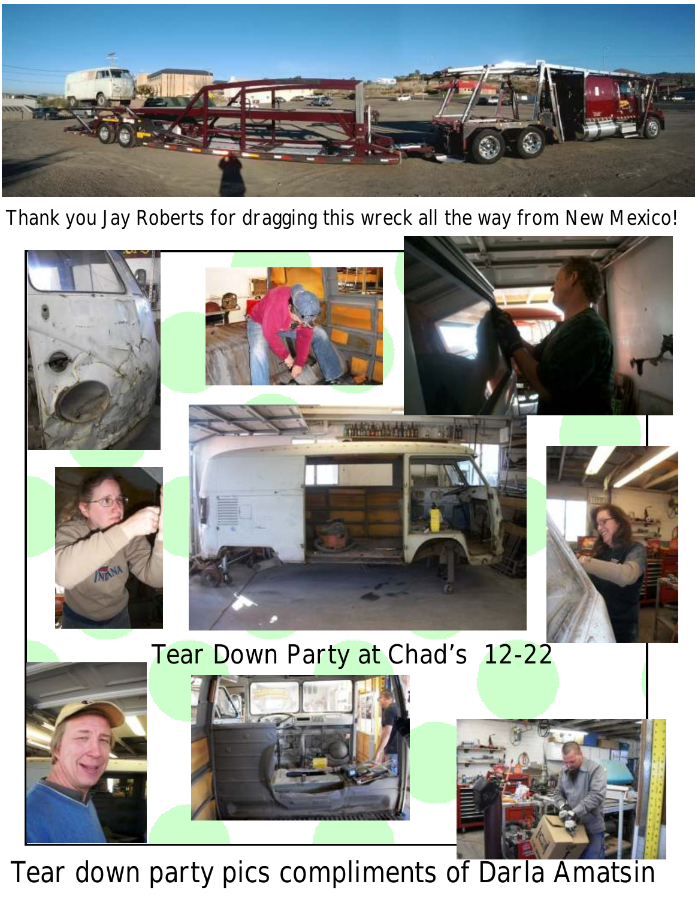Thank you Jay Roberts for dragging this wreck all the way from New Mexico!

Tear Down Party at Chad's 12-22

Tear down party pics compliments of Darla Amatsin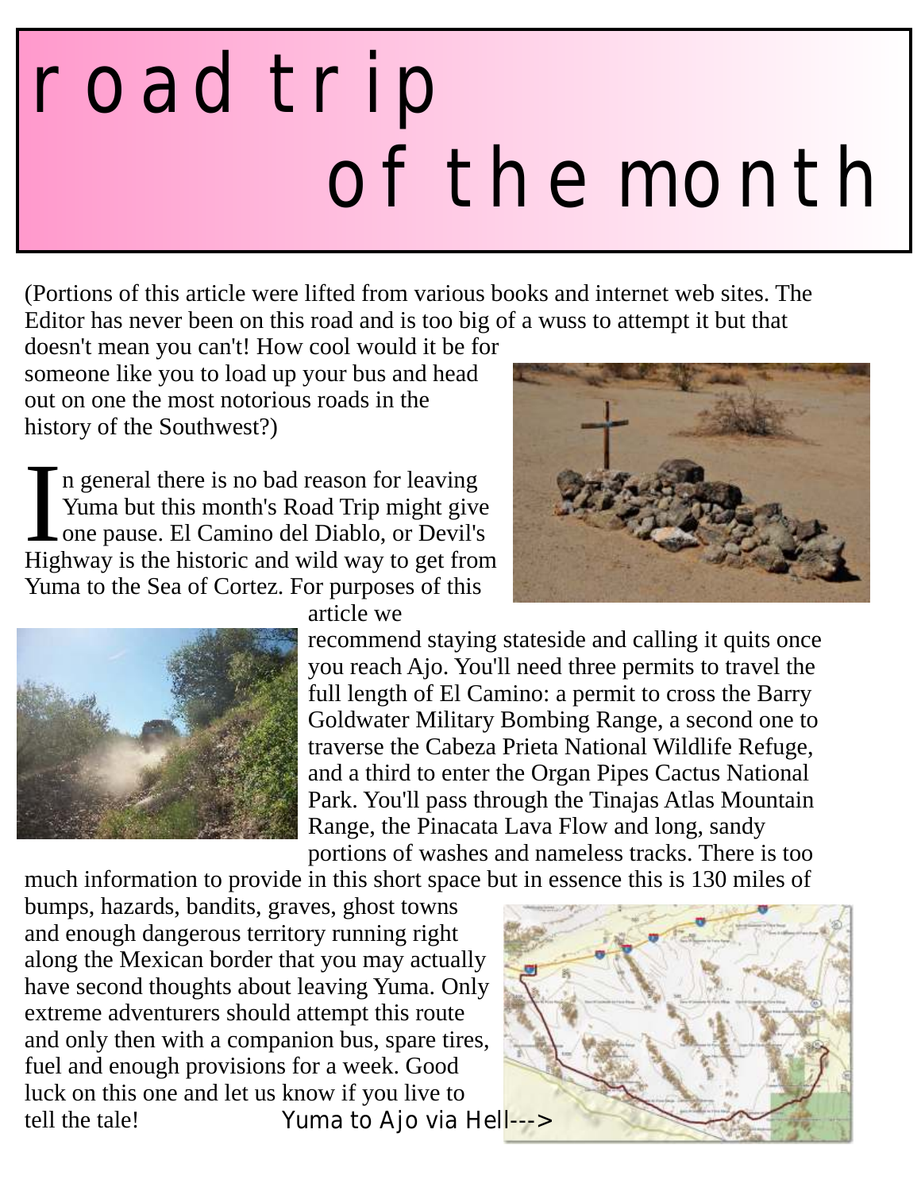# road trip of the month

(Portions of this article were lifted from various books and internet web sites. The Editor has never been on this road and is too big of a wuss to attempt it but that doesn't mean you can't! How cool would it be for someone like you to load up your bus and head out on one the most notorious roads in the history of the Southwest?)

In general there is no bad reason for leaving Yuma but this month's Road Trip might give one pause. El Camino del Diablo, or Devil's Highway is the historic and wild way to get from Yuma to the Sea of Cortez. For purposes of this article we recommend staying stateside and calling it quits once you reach Ajo. You'll need three permits to travel the full length of El Camino: a permit to cross the Barry Goldwater Military Bombing Range, a second one to traverse the Cabeza Prieta National Wildlife Refuge, and a third to enter the Organ Pipes Cactus National Park. You'll pass through the Tinajas Atlas Mountain Range, the Pinacata Lava Flow and long, sandy portions of washes and nameless tracks. There is too much information to provide in this short space but in essence this is 130 miles of bumps, hazards, bandits, graves, ghost towns and enough dangerous territory running right along the Mexican border that you may actually have second thoughts about leaving Yuma. Only extreme adventurers should attempt this route and only then with a companion bus, spare tires, fuel and enough provisions for a week. Good luck on this one and let us know if you live to tell the tale!

Yuma to Ajo via Hell--->